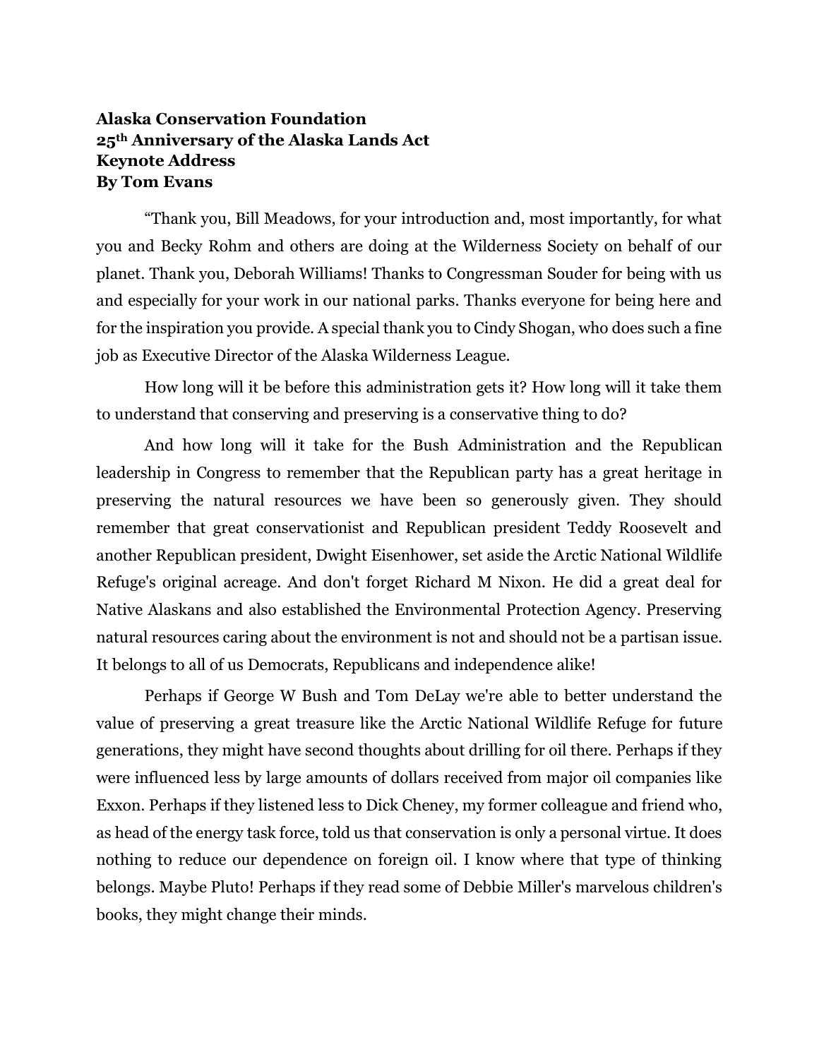**Alaska Conservation Foundation**
**25th Anniversary of the Alaska Lands Act**
**Keynote Address**
**By Tom Evans**

"Thank you, Bill Meadows, for your introduction and, most importantly, for what you and Becky Rohm and others are doing at the Wilderness Society on behalf of our planet. Thank you, Deborah Williams! Thanks to Congressman Souder for being with us and especially for your work in our national parks. Thanks everyone for being here and for the inspiration you provide. A special thank you to Cindy Shogan, who does such a fine job as Executive Director of the Alaska Wilderness League.

How long will it be before this administration gets it? How long will it take them to understand that conserving and preserving is a conservative thing to do?

And how long will it take for the Bush Administration and the Republican leadership in Congress to remember that the Republican party has a great heritage in preserving the natural resources we have been so generously given. They should remember that great conservationist and Republican president Teddy Roosevelt and another Republican president, Dwight Eisenhower, set aside the Arctic National Wildlife Refuge's original acreage. And don't forget Richard M Nixon. He did a great deal for Native Alaskans and also established the Environmental Protection Agency. Preserving natural resources caring about the environment is not and should not be a partisan issue. It belongs to all of us Democrats, Republicans and independence alike!

Perhaps if George W Bush and Tom DeLay we're able to better understand the value of preserving a great treasure like the Arctic National Wildlife Refuge for future generations, they might have second thoughts about drilling for oil there. Perhaps if they were influenced less by large amounts of dollars received from major oil companies like Exxon. Perhaps if they listened less to Dick Cheney, my former colleague and friend who, as head of the energy task force, told us that conservation is only a personal virtue. It does nothing to reduce our dependence on foreign oil. I know where that type of thinking belongs. Maybe Pluto! Perhaps if they read some of Debbie Miller's marvelous children's books, they might change their minds.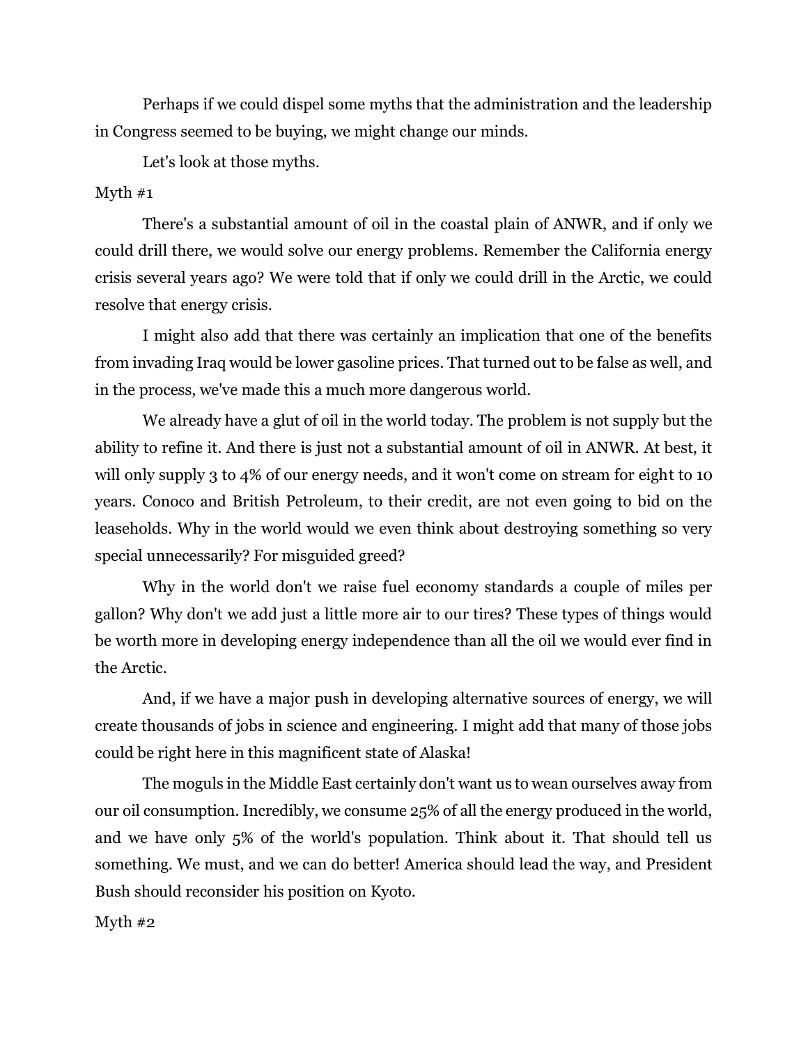Perhaps if we could dispel some myths that the administration and the leadership in Congress seemed to be buying, we might change our minds.

Let's look at those myths.

Myth #1

There's a substantial amount of oil in the coastal plain of ANWR, and if only we could drill there, we would solve our energy problems. Remember the California energy crisis several years ago? We were told that if only we could drill in the Arctic, we could resolve that energy crisis.

I might also add that there was certainly an implication that one of the benefits from invading Iraq would be lower gasoline prices. That turned out to be false as well, and in the process, we've made this a much more dangerous world.

We already have a glut of oil in the world today. The problem is not supply but the ability to refine it. And there is just not a substantial amount of oil in ANWR. At best, it will only supply 3 to 4% of our energy needs, and it won't come on stream for eight to 10 years. Conoco and British Petroleum, to their credit, are not even going to bid on the leaseholds. Why in the world would we even think about destroying something so very special unnecessarily? For misguided greed?

Why in the world don't we raise fuel economy standards a couple of miles per gallon? Why don't we add just a little more air to our tires? These types of things would be worth more in developing energy independence than all the oil we would ever find in the Arctic.

And, if we have a major push in developing alternative sources of energy, we will create thousands of jobs in science and engineering. I might add that many of those jobs could be right here in this magnificent state of Alaska!

The moguls in the Middle East certainly don't want us to wean ourselves away from our oil consumption. Incredibly, we consume 25% of all the energy produced in the world, and we have only 5% of the world's population. Think about it. That should tell us something. We must, and we can do better! America should lead the way, and President Bush should reconsider his position on Kyoto.

Myth #2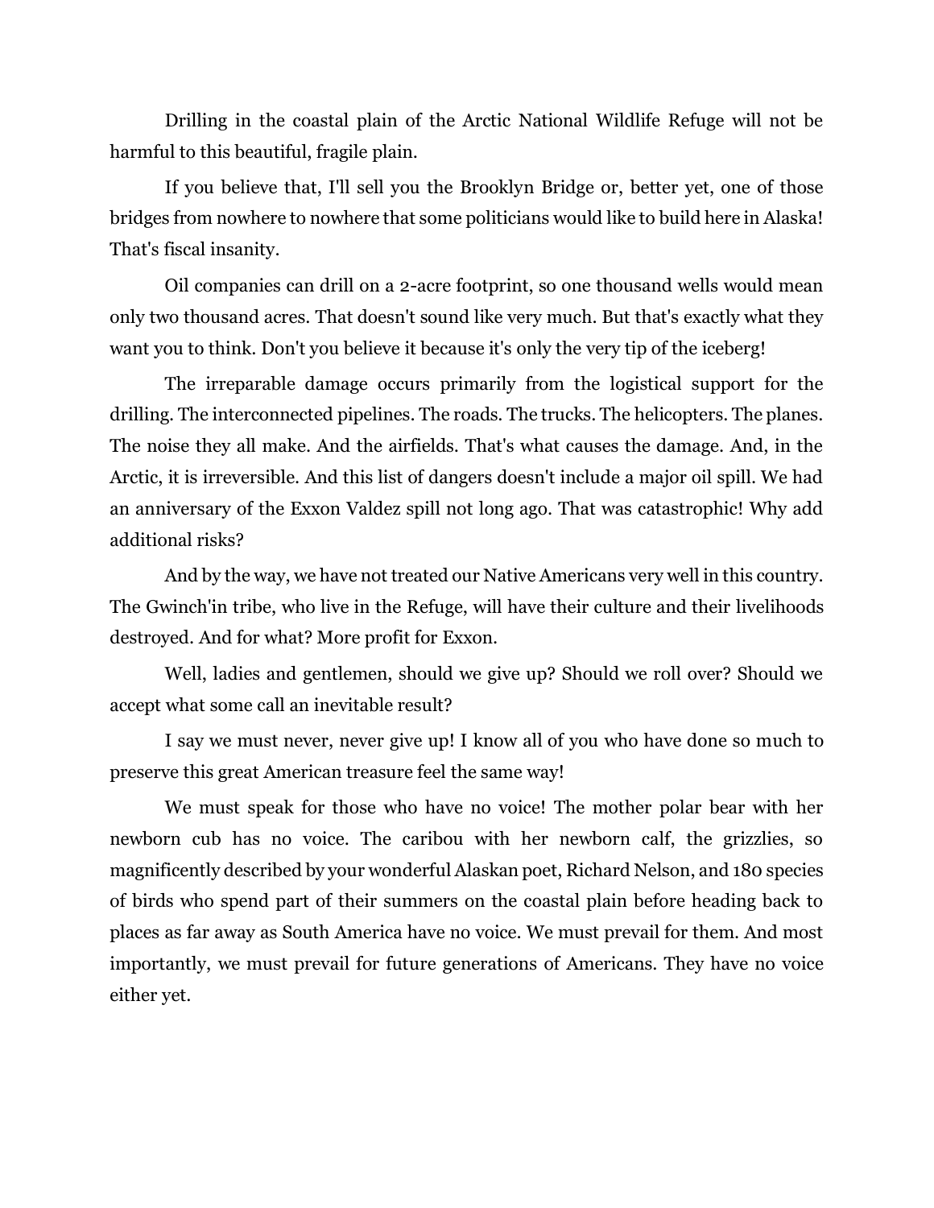Drilling in the coastal plain of the Arctic National Wildlife Refuge will not be harmful to this beautiful, fragile plain.

If you believe that, I'll sell you the Brooklyn Bridge or, better yet, one of those bridges from nowhere to nowhere that some politicians would like to build here in Alaska! That's fiscal insanity.

Oil companies can drill on a 2-acre footprint, so one thousand wells would mean only two thousand acres. That doesn't sound like very much. But that's exactly what they want you to think. Don't you believe it because it's only the very tip of the iceberg!

The irreparable damage occurs primarily from the logistical support for the drilling. The interconnected pipelines. The roads. The trucks. The helicopters. The planes. The noise they all make. And the airfields. That's what causes the damage. And, in the Arctic, it is irreversible. And this list of dangers doesn't include a major oil spill. We had an anniversary of the Exxon Valdez spill not long ago. That was catastrophic! Why add additional risks?

And by the way, we have not treated our Native Americans very well in this country. The Gwinch'in tribe, who live in the Refuge, will have their culture and their livelihoods destroyed. And for what? More profit for Exxon.

Well, ladies and gentlemen, should we give up? Should we roll over? Should we accept what some call an inevitable result?

I say we must never, never give up! I know all of you who have done so much to preserve this great American treasure feel the same way!

We must speak for those who have no voice! The mother polar bear with her newborn cub has no voice. The caribou with her newborn calf, the grizzlies, so magnificently described by your wonderful Alaskan poet, Richard Nelson, and 180 species of birds who spend part of their summers on the coastal plain before heading back to places as far away as South America have no voice. We must prevail for them. And most importantly, we must prevail for future generations of Americans. They have no voice either yet.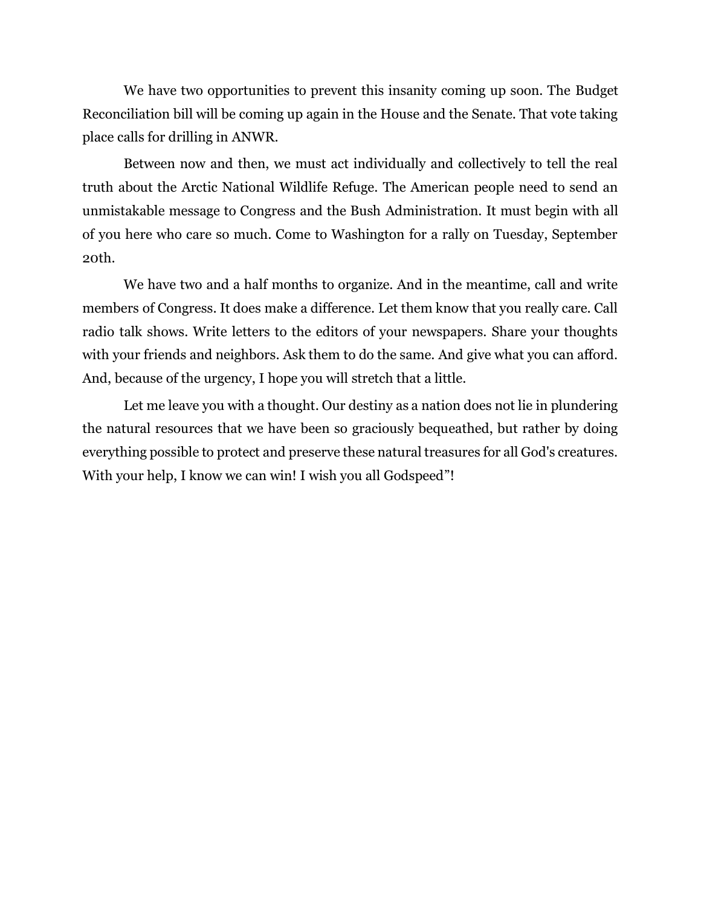We have two opportunities to prevent this insanity coming up soon. The Budget Reconciliation bill will be coming up again in the House and the Senate. That vote taking place calls for drilling in ANWR.

Between now and then, we must act individually and collectively to tell the real truth about the Arctic National Wildlife Refuge. The American people need to send an unmistakable message to Congress and the Bush Administration. It must begin with all of you here who care so much. Come to Washington for a rally on Tuesday, September 20th.

We have two and a half months to organize. And in the meantime, call and write members of Congress. It does make a difference. Let them know that you really care. Call radio talk shows. Write letters to the editors of your newspapers. Share your thoughts with your friends and neighbors. Ask them to do the same. And give what you can afford. And, because of the urgency, I hope you will stretch that a little.

Let me leave you with a thought. Our destiny as a nation does not lie in plundering the natural resources that we have been so graciously bequeathed, but rather by doing everything possible to protect and preserve these natural treasures for all God's creatures. With your help, I know we can win! I wish you all Godspeed"!